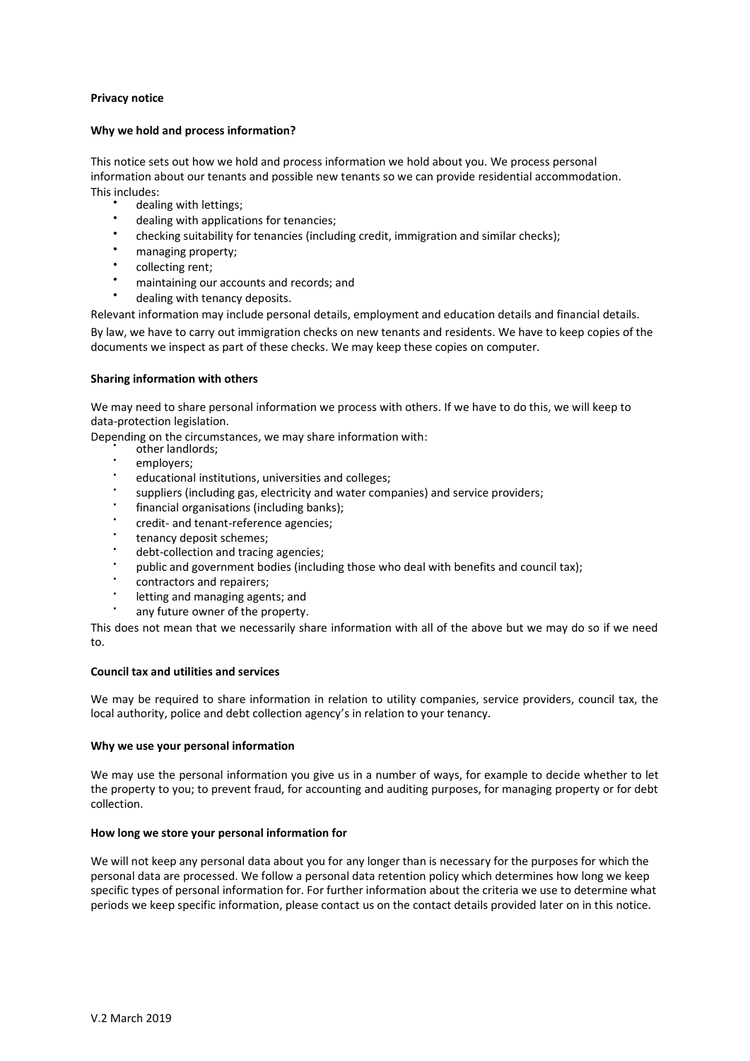**Privacy notice**

**Why we hold and process information?**

This notice sets out how we hold and process information we hold about you. We process personal information about our tenants and possible new tenants so we can provide residential accommodation. This includes:

- dealing with lettings;
- dealing with applications for tenancies;
- checking suitability for tenancies (including credit, immigration and similar checks);
- managing property;
- collecting rent;
- maintaining our accounts and records; and
- dealing with tenancy deposits.

Relevant information may include personal details, employment and education details and financial details.

By law, we have to carry out immigration checks on new tenants and residents. We have to keep copies of the documents we inspect as part of these checks. We may keep these copies on computer.

**Sharing information with others**

We may need to share personal information we process with others. If we have to do this, we will keep to data-protection legislation.

Depending on the circumstances, we may share information with:

- other landlords;
- employers;
- educational institutions, universities and colleges;
- suppliers (including gas, electricity and water companies) and service providers;
- financial organisations (including banks);
- credit- and tenant-reference agencies;
- tenancy deposit schemes;
- debt-collection and tracing agencies;
- public and government bodies (including those who deal with benefits and council tax);
- contractors and repairers;
- letting and managing agents; and
- any future owner of the property.

This does not mean that we necessarily share information with all of the above but we may do so if we need to.

**Council tax and utilities and services**

We may be required to share information in relation to utility companies, service providers, council tax, the local authority, police and debt collection agency's in relation to your tenancy.

**Why we use your personal information**

We may use the personal information you give us in a number of ways, for example to decide whether to let the property to you; to prevent fraud, for accounting and auditing purposes, for managing property or for debt collection.

**How long we store your personal information for**

We will not keep any personal data about you for any longer than is necessary for the purposes for which the personal data are processed. We follow a personal data retention policy which determines how long we keep specific types of personal information for. For further information about the criteria we use to determine what periods we keep specific information, please contact us on the contact details provided later on in this notice.

V.2 March 2019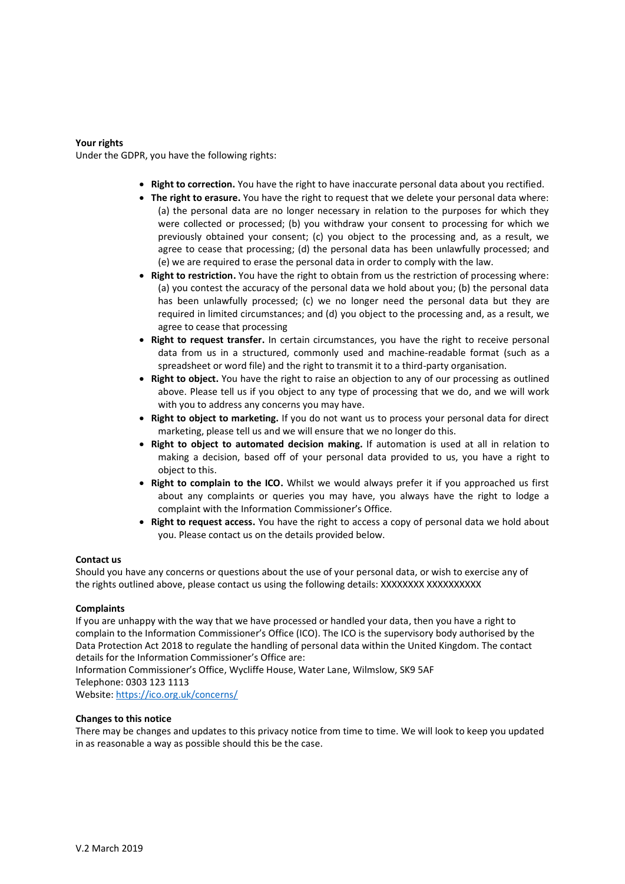**Your rights**

Under the GDPR, you have the following rights:

- **Right to correction.** You have the right to have inaccurate personal data about you rectified.
- **The right to erasure.** You have the right to request that we delete your personal data where: (a) the personal data are no longer necessary in relation to the purposes for which they were collected or processed; (b) you withdraw your consent to processing for which we previously obtained your consent; (c) you object to the processing and, as a result, we agree to cease that processing; (d) the personal data has been unlawfully processed; and (e) we are required to erase the personal data in order to comply with the law.
- **Right to restriction.** You have the right to obtain from us the restriction of processing where: (a) you contest the accuracy of the personal data we hold about you; (b) the personal data has been unlawfully processed; (c) we no longer need the personal data but they are required in limited circumstances; and (d) you object to the processing and, as a result, we agree to cease that processing
- **Right to request transfer.** In certain circumstances, you have the right to receive personal data from us in a structured, commonly used and machine-readable format (such as a spreadsheet or word file) and the right to transmit it to a third-party organisation.
- **Right to object.** You have the right to raise an objection to any of our processing as outlined above. Please tell us if you object to any type of processing that we do, and we will work with you to address any concerns you may have.
- **Right to object to marketing.** If you do not want us to process your personal data for direct marketing, please tell us and we will ensure that we no longer do this.
- **Right to object to automated decision making.** If automation is used at all in relation to making a decision, based off of your personal data provided to us, you have a right to object to this.
- **Right to complain to the ICO.** Whilst we would always prefer it if you approached us first about any complaints or queries you may have, you always have the right to lodge a complaint with the Information Commissioner's Office.
- **Right to request access.** You have the right to access a copy of personal data we hold about you. Please contact us on the details provided below.

**Contact us**

Should you have any concerns or questions about the use of your personal data, or wish to exercise any of the rights outlined above, please contact us using the following details: XXXXXXXX XXXXXXXXXX

**Complaints**

If you are unhappy with the way that we have processed or handled your data, then you have a right to complain to the Information Commissioner's Office (ICO). The ICO is the supervisory body authorised by the Data Protection Act 2018 to regulate the handling of personal data within the United Kingdom. The contact details for the Information Commissioner's Office are:
Information Commissioner's Office, Wycliffe House, Water Lane, Wilmslow, SK9 5AF
Telephone: 0303 123 1113
Website: https://ico.org.uk/concerns/

**Changes to this notice**

There may be changes and updates to this privacy notice from time to time. We will look to keep you updated in as reasonable a way as possible should this be the case.

V.2 March 2019